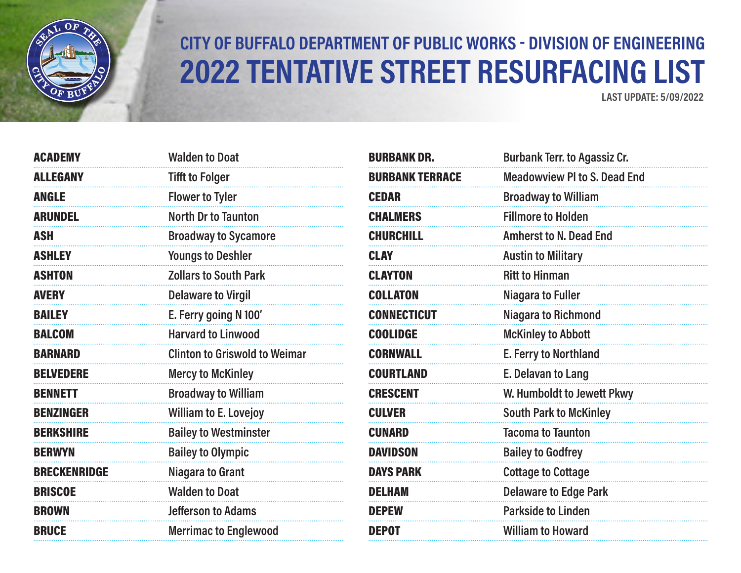## CITY OF BUFFALO DEPARTMENT OF PUBLIC WORKS - DIVISION OF ENGINEERING

# 2022 TENTATIVE STREET RESURFACING LIST

**LAST UPDATE: 5/09/2022**

| | |
|---|---|
| **ACADEMY** | Walden to Doat |
| **ALLEGANY** | Tifft to Folger |
| **ANGLE** | Flower to Tyler |
| **ARUNDEL** | North Dr to Taunton |
| **ASH** | Broadway to Sycamore |
| **ASHLEY** | Youngs to Deshler |
| **ASHTON** | Zollars to South Park |
| **AVERY** | Delaware to Virgil |
| **BAILEY** | E. Ferry going N 100' |
| **BALCOM** | Harvard to Linwood |
| **BARNARD** | Clinton to Griswold to Weimar |
| **BELVEDERE** | Mercy to McKinley |
| **BENNETT** | Broadway to William |
| **BENZINGER** | William to E. Lovejoy |
| **BERKSHIRE** | Bailey to Westminster |
| **BERWYN** | Bailey to Olympic |
| **BRECKENRIDGE** | Niagara to Grant |
| **BRISCOE** | Walden to Doat |
| **BROWN** | Jefferson to Adams |
| **BRUCE** | Merrimac to Englewood |
| **BURBANK DR.** | Burbank Terr. to Agassiz Cr. |
| **BURBANK TERRACE** | Meadowview Pl to S. Dead End |
| **CEDAR** | Broadway to William |
| **CHALMERS** | Fillmore to Holden |
| **CHURCHILL** | Amherst to N. Dead End |
| **CLAY** | Austin to Military |
| **CLAYTON** | Ritt to Hinman |
| **COLLATON** | Niagara to Fuller |
| **CONNECTICUT** | Niagara to Richmond |
| **COOLIDGE** | McKinley to Abbott |
| **CORNWALL** | E. Ferry to Northland |
| **COURTLAND** | E. Delavan to Lang |
| **CRESCENT** | W. Humboldt to Jewett Pkwy |
| **CULVER** | South Park to McKinley |
| **CUNARD** | Tacoma to Taunton |
| **DAVIDSON** | Bailey to Godfrey |
| **DAYS PARK** | Cottage to Cottage |
| **DELHAM** | Delaware to Edge Park |
| **DEPEW** | Parkside to Linden |
| **DEPOT** | William to Howard |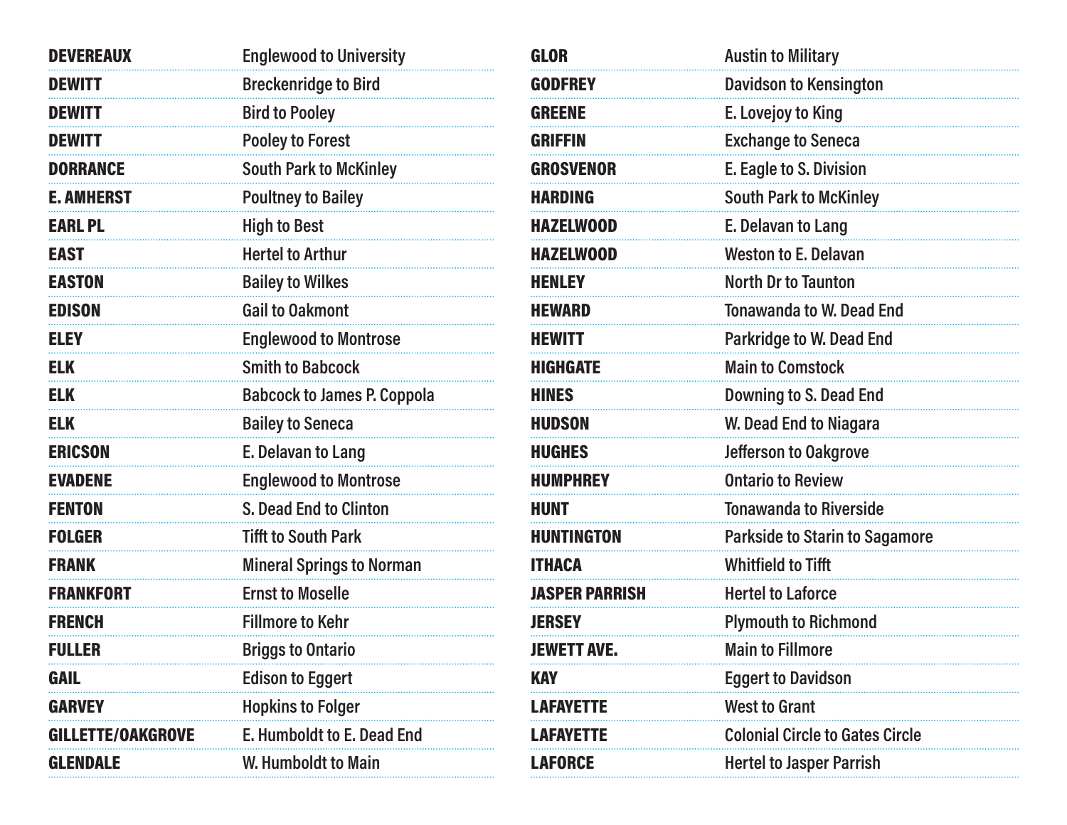| | |
|---|---|
| **DEVEREAUX** | Englewood to University |
| **DEWITT** | Breckenridge to Bird |
| **DEWITT** | Bird to Pooley |
| **DEWITT** | Pooley to Forest |
| **DORRANCE** | South Park to McKinley |
| **E. AMHERST** | Poultney to Bailey |
| **EARL PL** | High to Best |
| **EAST** | Hertel to Arthur |
| **EASTON** | Bailey to Wilkes |
| **EDISON** | Gail to Oakmont |
| **ELEY** | Englewood to Montrose |
| **ELK** | Smith to Babcock |
| **ELK** | Babcock to James P. Coppola |
| **ELK** | Bailey to Seneca |
| **ERICSON** | E. Delavan to Lang |
| **EVADENE** | Englewood to Montrose |
| **FENTON** | S. Dead End to Clinton |
| **FOLGER** | Tifft to South Park |
| **FRANK** | Mineral Springs to Norman |
| **FRANKFORT** | Ernst to Moselle |
| **FRENCH** | Fillmore to Kehr |
| **FULLER** | Briggs to Ontario |
| **GAIL** | Edison to Eggert |
| **GARVEY** | Hopkins to Folger |
| **GILLETTE/OAKGROVE** | E. Humboldt to E. Dead End |
| **GLENDALE** | W. Humboldt to Main |
| **GLOR** | Austin to Military |
| **GODFREY** | Davidson to Kensington |
| **GREENE** | E. Lovejoy to King |
| **GRIFFIN** | Exchange to Seneca |
| **GROSVENOR** | E. Eagle to S. Division |
| **HARDING** | South Park to McKinley |
| **HAZELWOOD** | E. Delavan to Lang |
| **HAZELWOOD** | Weston to E. Delavan |
| **HENLEY** | North Dr to Taunton |
| **HEWARD** | Tonawanda to W. Dead End |
| **HEWITT** | Parkridge to W. Dead End |
| **HIGHGATE** | Main to Comstock |
| **HINES** | Downing to S. Dead End |
| **HUDSON** | W. Dead End to Niagara |
| **HUGHES** | Jefferson to Oakgrove |
| **HUMPHREY** | Ontario to Review |
| **HUNT** | Tonawanda to Riverside |
| **HUNTINGTON** | Parkside to Starin to Sagamore |
| **ITHACA** | Whitfield to Tifft |
| **JASPER PARRISH** | Hertel to Laforce |
| **JERSEY** | Plymouth to Richmond |
| **JEWETT AVE.** | Main to Fillmore |
| **KAY** | Eggert to Davidson |
| **LAFAYETTE** | West to Grant |
| **LAFAYETTE** | Colonial Circle to Gates Circle |
| **LAFORCE** | Hertel to Jasper Parrish |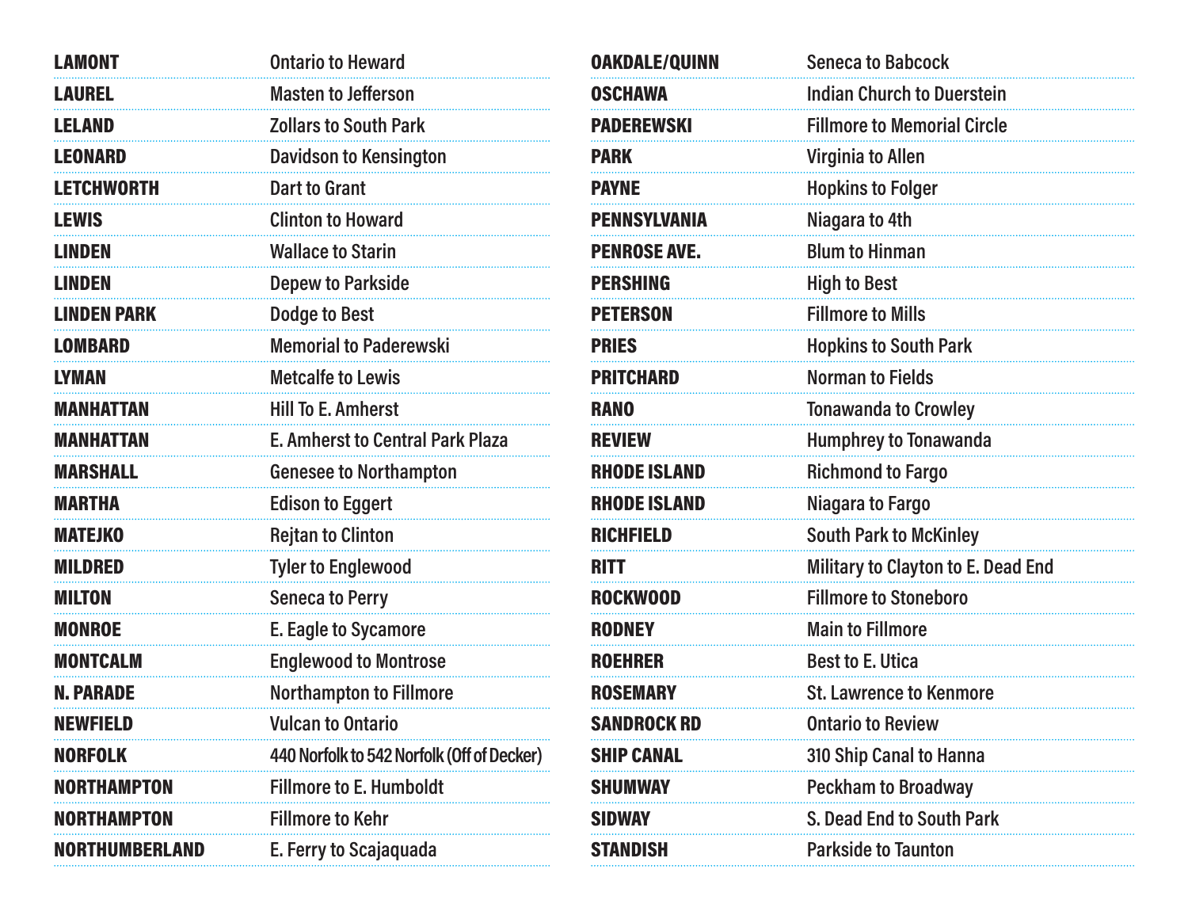| | |
|---|---|
| **LAMONT** | Ontario to Heward |
| **LAUREL** | Masten to Jefferson |
| **LELAND** | Zollars to South Park |
| **LEONARD** | Davidson to Kensington |
| **LETCHWORTH** | Dart to Grant |
| **LEWIS** | Clinton to Howard |
| **LINDEN** | Wallace to Starin |
| **LINDEN** | Depew to Parkside |
| **LINDEN PARK** | Dodge to Best |
| **LOMBARD** | Memorial to Paderewski |
| **LYMAN** | Metcalfe to Lewis |
| **MANHATTAN** | Hill To E. Amherst |
| **MANHATTAN** | E. Amherst to Central Park Plaza |
| **MARSHALL** | Genesee to Northampton |
| **MARTHA** | Edison to Eggert |
| **MATEJKO** | Rejtan to Clinton |
| **MILDRED** | Tyler to Englewood |
| **MILTON** | Seneca to Perry |
| **MONROE** | E. Eagle to Sycamore |
| **MONTCALM** | Englewood to Montrose |
| **N. PARADE** | Northampton to Fillmore |
| **NEWFIELD** | Vulcan to Ontario |
| **NORFOLK** | 440 Norfolk to 542 Norfolk (Off of Decker) |
| **NORTHAMPTON** | Fillmore to E. Humboldt |
| **NORTHAMPTON** | Fillmore to Kehr |
| **NORTHUMBERLAND** | E. Ferry to Scajaquada |
| **OAKDALE/QUINN** | Seneca to Babcock |
| **OSCHAWA** | Indian Church to Duerstein |
| **PADEREWSKI** | Fillmore to Memorial Circle |
| **PARK** | Virginia to Allen |
| **PAYNE** | Hopkins to Folger |
| **PENNSYLVANIA** | Niagara to 4th |
| **PENROSE AVE.** | Blum to Hinman |
| **PERSHING** | High to Best |
| **PETERSON** | Fillmore to Mills |
| **PRIES** | Hopkins to South Park |
| **PRITCHARD** | Norman to Fields |
| **RANO** | Tonawanda to Crowley |
| **REVIEW** | Humphrey to Tonawanda |
| **RHODE ISLAND** | Richmond to Fargo |
| **RHODE ISLAND** | Niagara to Fargo |
| **RICHFIELD** | South Park to McKinley |
| **RITT** | Military to Clayton to E. Dead End |
| **ROCKWOOD** | Fillmore to Stoneboro |
| **RODNEY** | Main to Fillmore |
| **ROEHRER** | Best to E. Utica |
| **ROSEMARY** | St. Lawrence to Kenmore |
| **SANDROCK RD** | Ontario to Review |
| **SHIP CANAL** | 310 Ship Canal to Hanna |
| **SHUMWAY** | Peckham to Broadway |
| **SIDWAY** | S. Dead End to South Park |
| **STANDISH** | Parkside to Taunton |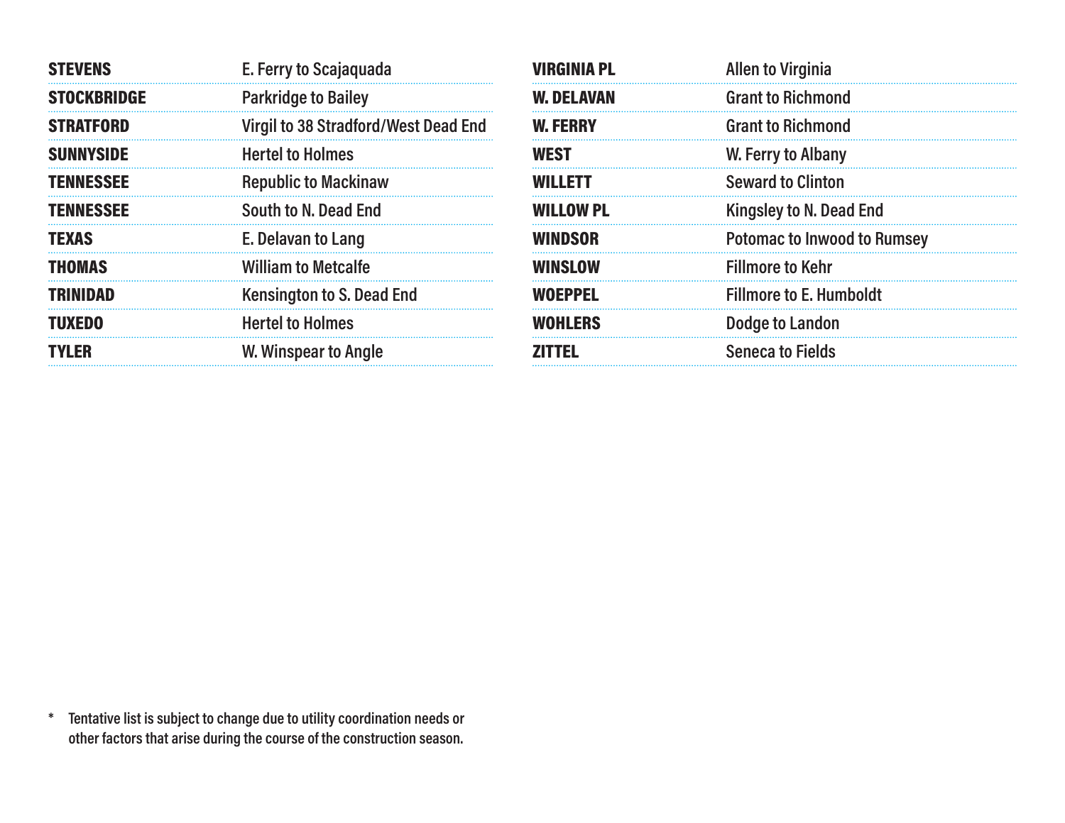| | |
|---|---|
| **STEVENS** | E. Ferry to Scajaquada |
| **STOCKBRIDGE** | Parkridge to Bailey |
| **STRATFORD** | Virgil to 38 Stradford/West Dead End |
| **SUNNYSIDE** | Hertel to Holmes |
| **TENNESSEE** | Republic to Mackinaw |
| **TENNESSEE** | South to N. Dead End |
| **TEXAS** | E. Delavan to Lang |
| **THOMAS** | William to Metcalfe |
| **TRINIDAD** | Kensington to S. Dead End |
| **TUXEDO** | Hertel to Holmes |
| **TYLER** | W. Winspear to Angle |
| **VIRGINIA PL** | Allen to Virginia |
| **W. DELAVAN** | Grant to Richmond |
| **W. FERRY** | Grant to Richmond |
| **WEST** | W. Ferry to Albany |
| **WILLETT** | Seward to Clinton |
| **WILLOW PL** | Kingsley to N. Dead End |
| **WINDSOR** | Potomac to Inwood to Rumsey |
| **WINSLOW** | Fillmore to Kehr |
| **WOEPPEL** | Fillmore to E. Humboldt |
| **WOHLERS** | Dodge to Landon |
| **ZITTEL** | Seneca to Fields |

* Tentative list is subject to change due to utility coordination needs or other factors that arise during the course of the construction season.